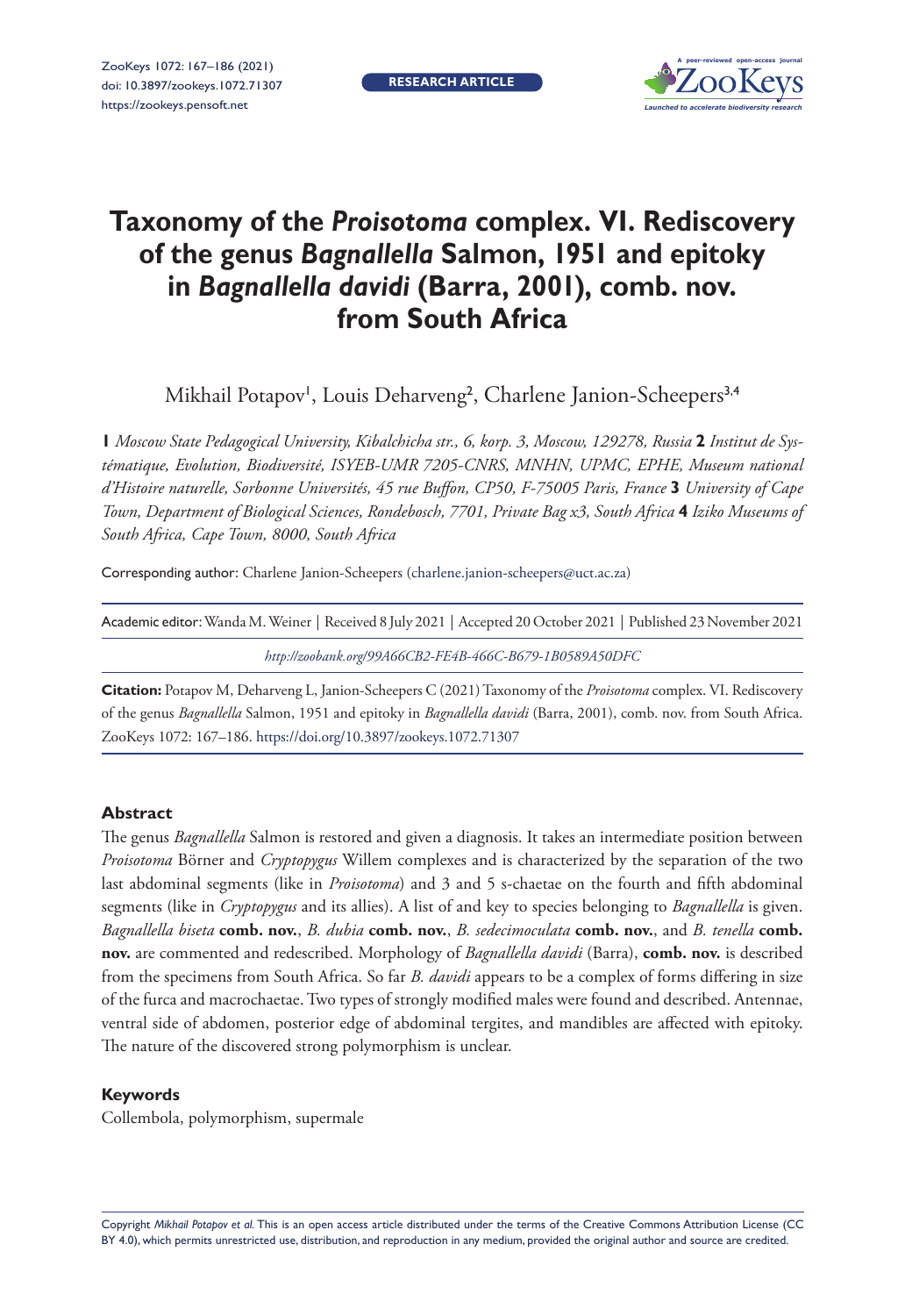# Taxonomy of the *Proisotoma* complex. VI. Rediscovery of the genus *Bagnallella* Salmon, 1951 and epitoky in *Bagnallella davidi* (Barra, 2001), comb. nov. from South Africa

Mikhail Potapov[1], Louis Deharveng[2], Charlene Janion-Scheepers[3,4]

**1** *Moscow State Pedagogical University, Kibalchicha str., 6, korp. 3, Moscow, 129278, Russia* **2** *Institut de Systématique, Evolution, Biodiversité, ISYEB-UMR 7205-CNRS, MNHN, UPMC, EPHE, Museum national d'Histoire naturelle, Sorbonne Universités, 45 rue Buffon, CP50, F-75005 Paris, France* **3** *University of Cape Town, Department of Biological Sciences, Rondebosch, 7701, Private Bag x3, South Africa* **4** *Iziko Museums of South Africa, Cape Town, 8000, South Africa*

Corresponding author: Charlene Janion-Scheepers (charlene.janion-scheepers@uct.ac.za)

Academic editor: Wanda M. Weiner | Received 8 July 2021 | Accepted 20 October 2021 | Published 23 November 2021

*http://zoobank.org/99A66CB2-FE4B-466C-B679-1B0589A50DFC*

**Citation:** Potapov M, Deharveng L, Janion-Scheepers C (2021) Taxonomy of the *Proisotoma* complex. VI. Rediscovery of the genus *Bagnallella* Salmon, 1951 and epitoky in *Bagnallella davidi* (Barra, 2001), comb. nov. from South Africa. ZooKeys 1072: 167–186. https://doi.org/10.3897/zookeys.1072.71307

## Abstract

The genus *Bagnallella* Salmon is restored and given a diagnosis. It takes an intermediate position between *Proisotoma* Börner and *Cryptopygus* Willem complexes and is characterized by the separation of the two last abdominal segments (like in *Proisotoma*) and 3 and 5 s-chaetae on the fourth and fifth abdominal segments (like in *Cryptopygus* and its allies). A list of and key to species belonging to *Bagnallella* is given. *Bagnallella biseta* **comb. nov.**, *B. dubia* **comb. nov.**, *B. sedecimoculata* **comb. nov.**, and *B. tenella* **comb. nov.** are commented and redescribed. Morphology of *Bagnallella davidi* (Barra), **comb. nov.** is described from the specimens from South Africa. So far *B. davidi* appears to be a complex of forms differing in size of the furca and macrochaetae. Two types of strongly modified males were found and described. Antennae, ventral side of abdomen, posterior edge of abdominal tergites, and mandibles are affected with epitoky. The nature of the discovered strong polymorphism is unclear.

## Keywords

Collembola, polymorphism, supermale

Copyright *Mikhail Potapov et al.* This is an open access article distributed under the terms of the Creative Commons Attribution License (CC BY 4.0), which permits unrestricted use, distribution, and reproduction in any medium, provided the original author and source are credited.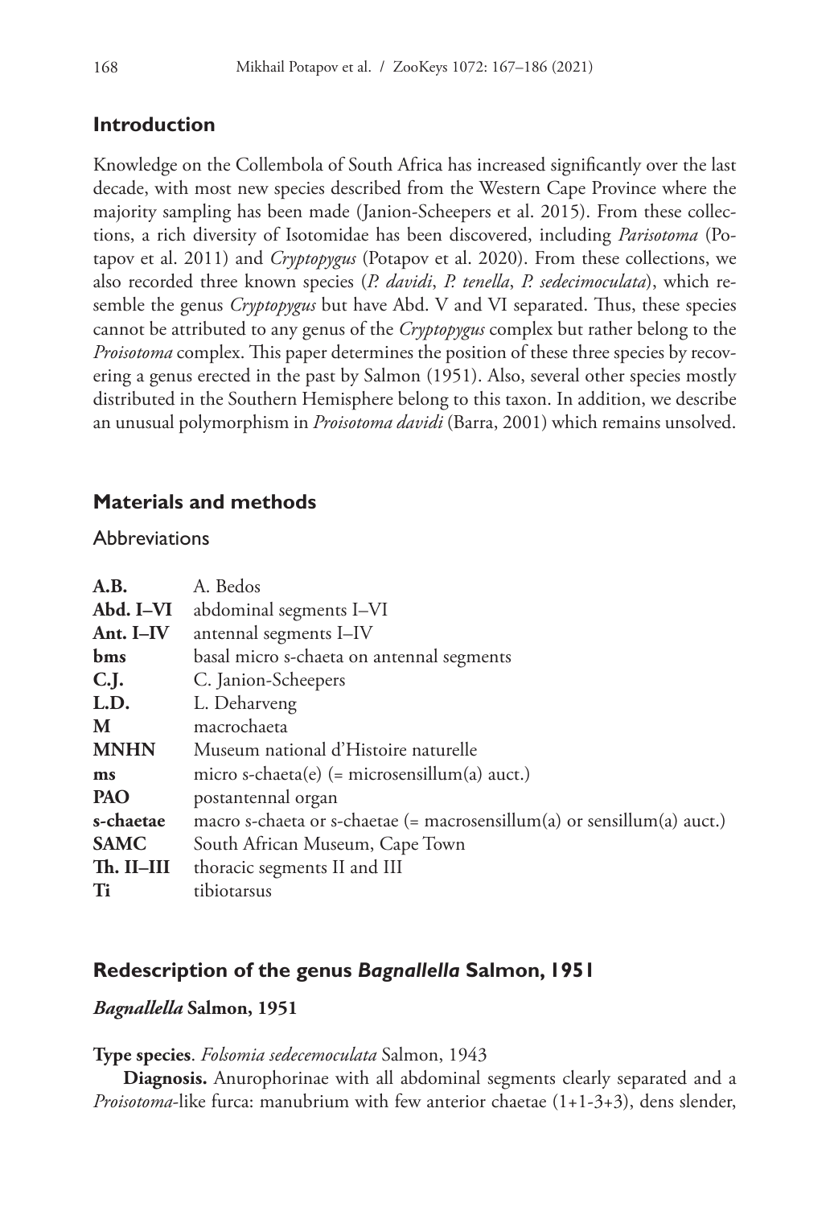## Introduction

Knowledge on the Collembola of South Africa has increased significantly over the last decade, with most new species described from the Western Cape Province where the majority sampling has been made (Janion-Scheepers et al. 2015). From these collections, a rich diversity of Isotomidae has been discovered, including *Parisotoma* (Potapov et al. 2011) and *Cryptopygus* (Potapov et al. 2020). From these collections, we also recorded three known species (*P. davidi*, *P. tenella*, *P. sedecimoculata*), which resemble the genus *Cryptopygus* but have Abd. V and VI separated. Thus, these species cannot be attributed to any genus of the *Cryptopygus* complex but rather belong to the *Proisotoma* complex. This paper determines the position of these three species by recovering a genus erected in the past by Salmon (1951). Also, several other species mostly distributed in the Southern Hemisphere belong to this taxon. In addition, we describe an unusual polymorphism in *Proisotoma davidi* (Barra, 2001) which remains unsolved.

## Materials and methods

### Abbreviations

| | |
|---|---|
| **A.B.** | A. Bedos |
| **Abd. I–VI** | abdominal segments I–VI |
| **Ant. I–IV** | antennal segments I–IV |
| **bms** | basal micro s-chaeta on antennal segments |
| **C.J.** | C. Janion-Scheepers |
| **L.D.** | L. Deharveng |
| **M** | macrochaeta |
| **MNHN** | Museum national d'Histoire naturelle |
| **ms** | micro s-chaeta(e) (= microsensillum(a) auct.) |
| **PAO** | postantennal organ |
| **s-chaetae** | macro s-chaeta or s-chaetae (= macrosensillum(a) or sensillum(a) auct.) |
| **SAMC** | South African Museum, Cape Town |
| **Th. II–III** | thoracic segments II and III |
| **Ti** | tibiotarsus |

## Redescription of the genus *Bagnallella* Salmon, 1951

### *Bagnallella* Salmon, 1951

**Type species**. *Folsomia sedecemoculata* Salmon, 1943

**Diagnosis.** Anurophorinae with all abdominal segments clearly separated and a *Proisotoma*-like furca: manubrium with few anterior chaetae (1+1-3+3), dens slender,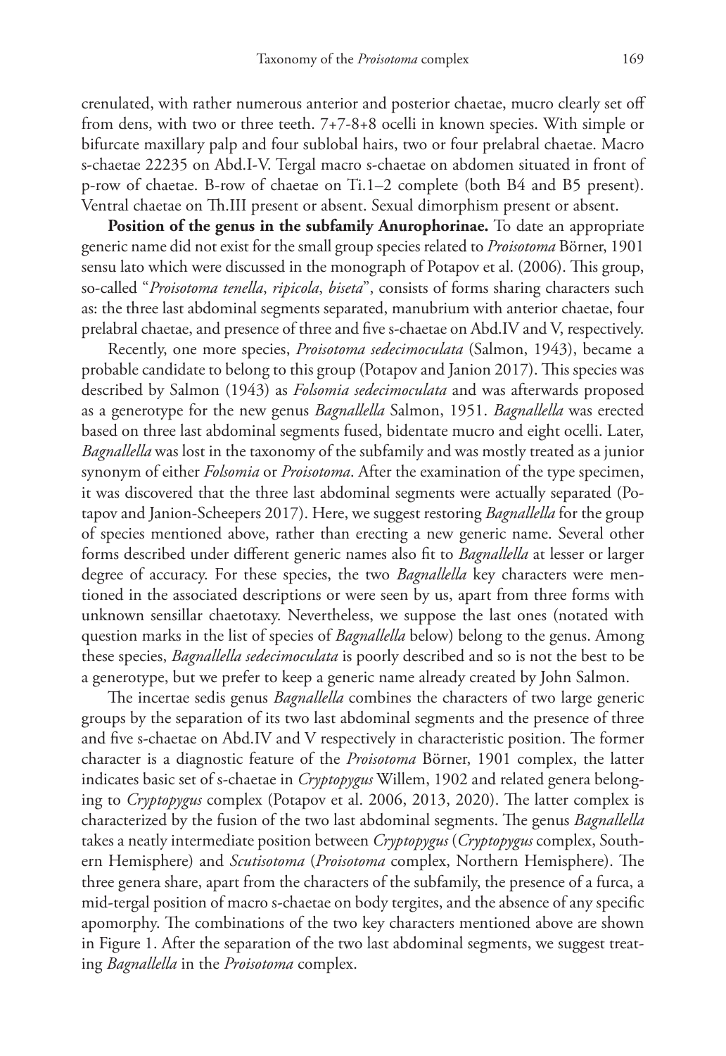crenulated, with rather numerous anterior and posterior chaetae, mucro clearly set off from dens, with two or three teeth. 7+7-8+8 ocelli in known species. With simple or bifurcate maxillary palp and four sublobal hairs, two or four prelabral chaetae. Macro s-chaetae 22235 on Abd.I-V. Tergal macro s-chaetae on abdomen situated in front of p-row of chaetae. B-row of chaetae on Ti.1–2 complete (both B4 and B5 present). Ventral chaetae on Th.III present or absent. Sexual dimorphism present or absent.

**Position of the genus in the subfamily Anurophorinae.** To date an appropriate generic name did not exist for the small group species related to *Proisotoma* Börner, 1901 sensu lato which were discussed in the monograph of Potapov et al. (2006). This group, so-called "*Proisotoma tenella*, *ripicola*, *biseta*", consists of forms sharing characters such as: the three last abdominal segments separated, manubrium with anterior chaetae, four prelabral chaetae, and presence of three and five s-chaetae on Abd.IV and V, respectively.

Recently, one more species, *Proisotoma sedecimoculata* (Salmon, 1943), became a probable candidate to belong to this group (Potapov and Janion 2017). This species was described by Salmon (1943) as *Folsomia sedecimoculata* and was afterwards proposed as a generotype for the new genus *Bagnallella* Salmon, 1951. *Bagnallella* was erected based on three last abdominal segments fused, bidentate mucro and eight ocelli. Later, *Bagnallella* was lost in the taxonomy of the subfamily and was mostly treated as a junior synonym of either *Folsomia* or *Proisotoma*. After the examination of the type specimen, it was discovered that the three last abdominal segments were actually separated (Potapov and Janion-Scheepers 2017). Here, we suggest restoring *Bagnallella* for the group of species mentioned above, rather than erecting a new generic name. Several other forms described under different generic names also fit to *Bagnallella* at lesser or larger degree of accuracy. For these species, the two *Bagnallella* key characters were mentioned in the associated descriptions or were seen by us, apart from three forms with unknown sensillar chaetotaxy. Nevertheless, we suppose the last ones (notated with question marks in the list of species of *Bagnallella* below) belong to the genus. Among these species, *Bagnallella sedecimoculata* is poorly described and so is not the best to be a generotype, but we prefer to keep a generic name already created by John Salmon.

The incertae sedis genus *Bagnallella* combines the characters of two large generic groups by the separation of its two last abdominal segments and the presence of three and five s-chaetae on Abd.IV and V respectively in characteristic position. The former character is a diagnostic feature of the *Proisotoma* Börner, 1901 complex, the latter indicates basic set of s-chaetae in *Cryptopygus* Willem, 1902 and related genera belonging to *Cryptopygus* complex (Potapov et al. 2006, 2013, 2020). The latter complex is characterized by the fusion of the two last abdominal segments. The genus *Bagnallella* takes a neatly intermediate position between *Cryptopygus* (*Cryptopygus* complex, Southern Hemisphere) and *Scutisotoma* (*Proisotoma* complex, Northern Hemisphere). The three genera share, apart from the characters of the subfamily, the presence of a furca, a mid-tergal position of macro s-chaetae on body tergites, and the absence of any specific apomorphy. The combinations of the two key characters mentioned above are shown in Figure 1. After the separation of the two last abdominal segments, we suggest treating *Bagnallella* in the *Proisotoma* complex.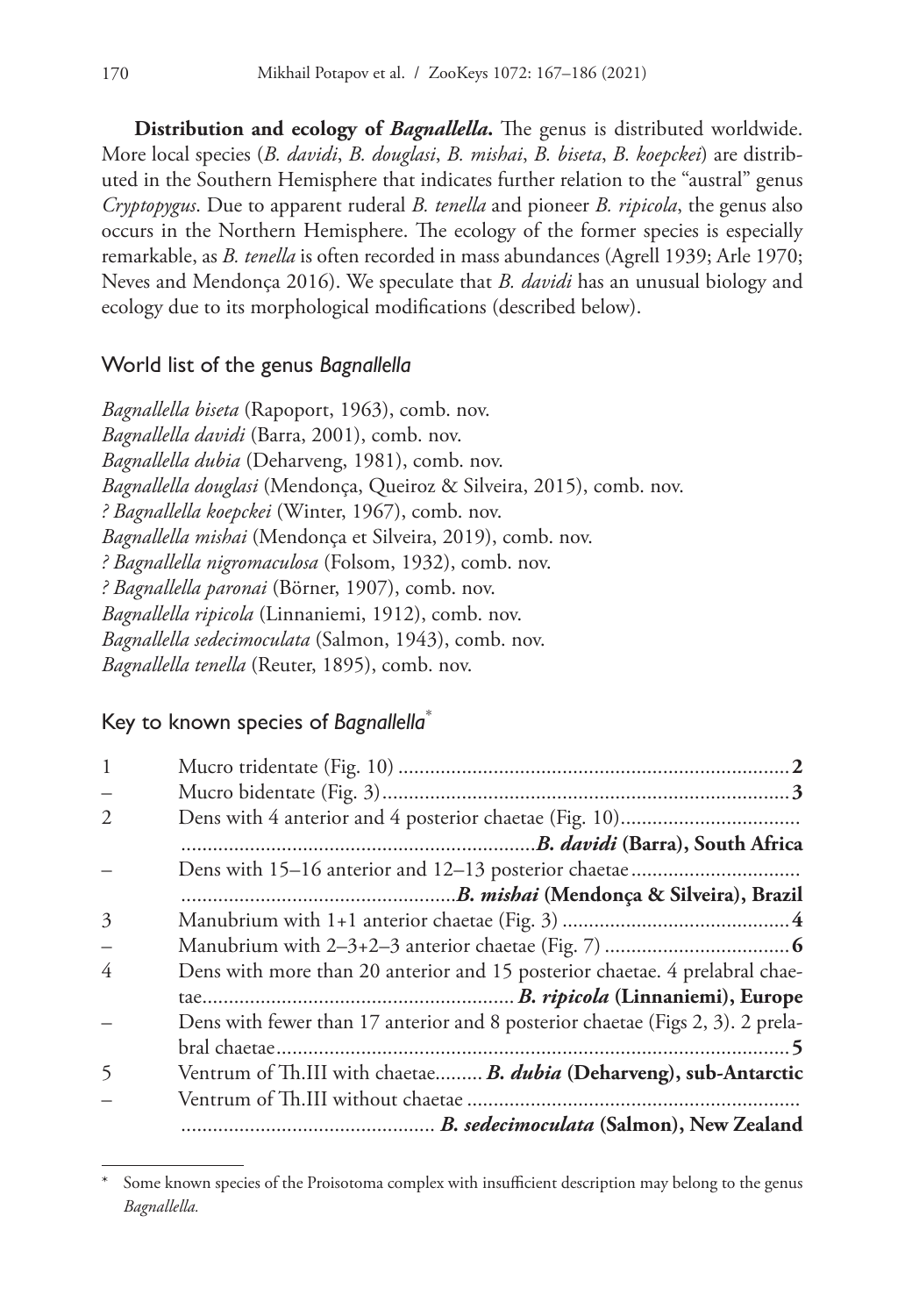**Distribution and ecology of *Bagnallella*.** The genus is distributed worldwide. More local species (*B. davidi*, *B. douglasi*, *B. mishai*, *B. biseta*, *B. koepckei*) are distributed in the Southern Hemisphere that indicates further relation to the "austral" genus *Cryptopygus*. Due to apparent ruderal *B. tenella* and pioneer *B. ripicola*, the genus also occurs in the Northern Hemisphere. The ecology of the former species is especially remarkable, as *B. tenella* is often recorded in mass abundances (Agrell 1939; Arle 1970; Neves and Mendonça 2016). We speculate that *B. davidi* has an unusual biology and ecology due to its morphological modifications (described below).

## World list of the genus *Bagnallella*

*Bagnallella biseta* (Rapoport, 1963), comb. nov.
*Bagnallella davidi* (Barra, 2001), comb. nov.
*Bagnallella dubia* (Deharveng, 1981), comb. nov.
*Bagnallella douglasi* (Mendonça, Queiroz & Silveira, 2015), comb. nov.
*? Bagnallella koepckei* (Winter, 1967), comb. nov.
*Bagnallella mishai* (Mendonça et Silveira, 2019), comb. nov.
*? Bagnallella nigromaculosa* (Folsom, 1932), comb. nov.
*? Bagnallella paronai* (Börner, 1907), comb. nov.
*Bagnallella ripicola* (Linnaniemi, 1912), comb. nov.
*Bagnallella sedecimoculata* (Salmon, 1943), comb. nov.
*Bagnallella tenella* (Reuter, 1895), comb. nov.

## Key to known species of *Bagnallella*[*]

| | | |
|---|---|---|
| 1 | Mucro tridentate (Fig. 10) | **2** |
| – | Mucro bidentate (Fig. 3) | ***3*** |
| 2 | Dens with 4 anterior and 4 posterior chaetae (Fig. 10) | ***B. davidi* (Barra), South Africa** |
| – | Dens with 15–16 anterior and 12–13 posterior chaetae | ***B. mishai* (Mendonça & Silveira), Brazil** |
| 3 | Manubrium with 1+1 anterior chaetae (Fig. 3) | **4** |
| – | Manubrium with 2–3+2–3 anterior chaetae (Fig. 7) | **6** |
| 4 | Dens with more than 20 anterior and 15 posterior chaetae. 4 prelabral chaetae | ***B. ripicola* (Linnaniemi), Europe** |
| – | Dens with fewer than 17 anterior and 8 posterior chaetae (Figs 2, 3). 2 prelabral chaetae | **5** |
| 5 | Ventrum of Th.III with chaetae | ***B. dubia* (Deharveng), sub-Antarctic** |
| – | Ventrum of Th.III without chaetae | ***B. sedecimoculata* (Salmon), New Zealand** |

[*] Some known species of the Proisotoma complex with insufficient description may belong to the genus *Bagnallella*.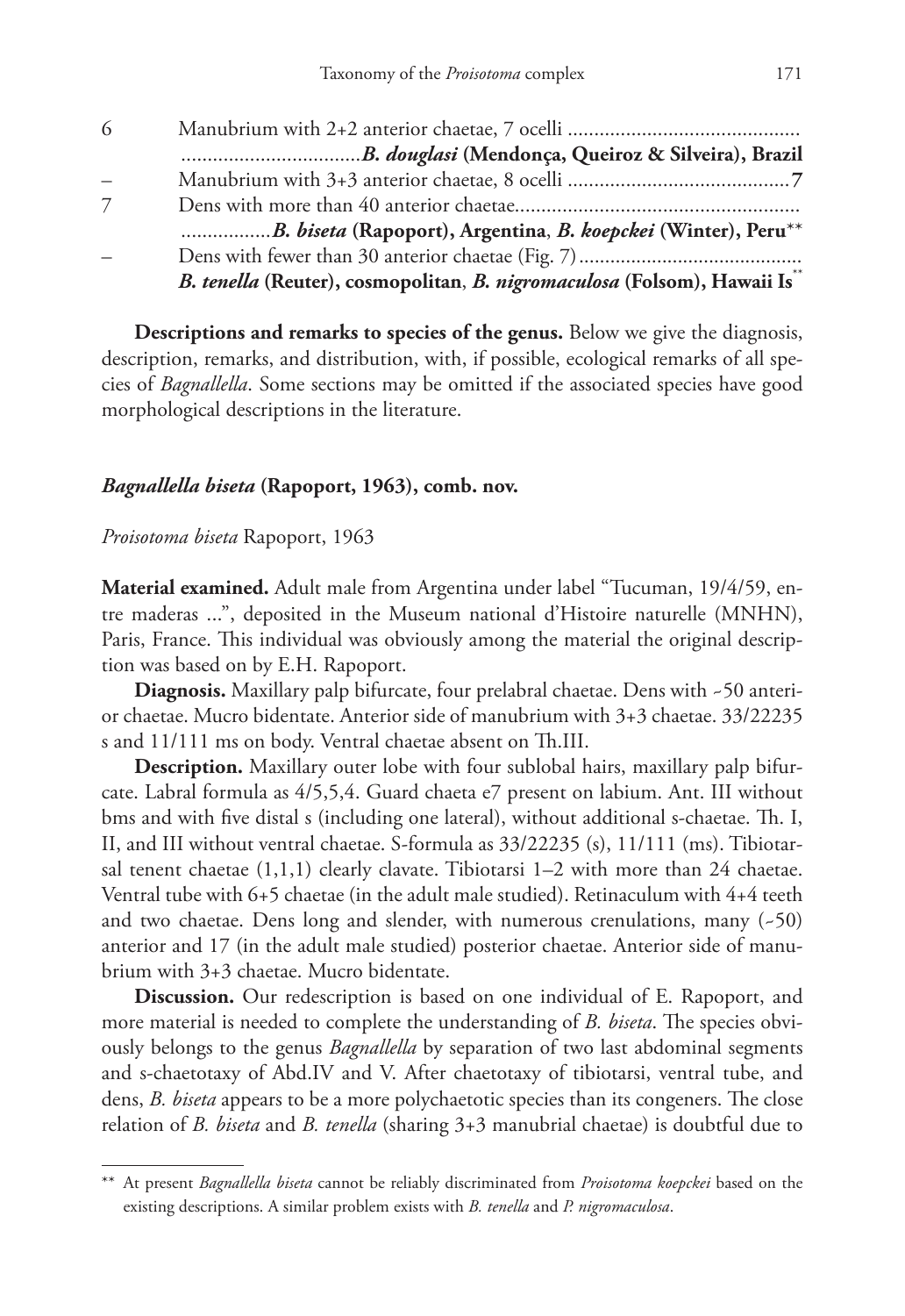6 Manubrium with 2+2 anterior chaetae, 7 ocelli ............................................
.................................*B. douglasi* **(Mendonça, Queiroz & Silveira), Brazil**

– Manubrium with 3+3 anterior chaetae, 8 ocelli ..........................................**7**

7 Dens with more than 40 anterior chaetae.....................................................
................***B. biseta*** **(Rapoport), Argentina**, ***B. koepckei*** **(Winter), Peru**[**]

– Dens with fewer than 30 anterior chaetae (Fig. 7)..........................................
***B. tenella*** **(Reuter), cosmopolitan**, ***B. nigromaculosa*** **(Folsom), Hawaii Is**[**]

**Descriptions and remarks to species of the genus.** Below we give the diagnosis, description, remarks, and distribution, with, if possible, ecological remarks of all species of *Bagnallella*. Some sections may be omitted if the associated species have good morphological descriptions in the literature.

### *Bagnallella biseta* (Rapoport, 1963), comb. nov.

*Proisotoma biseta* Rapoport, 1963

**Material examined.** Adult male from Argentina under label "Tucuman, 19/4/59, entre maderas ...", deposited in the Museum national d'Histoire naturelle (MNHN), Paris, France. This individual was obviously among the material the original description was based on by E.H. Rapoport.

**Diagnosis.** Maxillary palp bifurcate, four prelabral chaetae. Dens with ~50 anterior chaetae. Mucro bidentate. Anterior side of manubrium with 3+3 chaetae. 33/22235 s and 11/111 ms on body. Ventral chaetae absent on Th.III.

**Description.** Maxillary outer lobe with four sublobal hairs, maxillary palp bifurcate. Labral formula as 4/5,5,4. Guard chaeta e7 present on labium. Ant. III without bms and with five distal s (including one lateral), without additional s-chaetae. Th. I, II, and III without ventral chaetae. S-formula as 33/22235 (s), 11/111 (ms). Tibiotarsal tenent chaetae (1,1,1) clearly clavate. Tibiotarsi 1–2 with more than 24 chaetae. Ventral tube with 6+5 chaetae (in the adult male studied). Retinaculum with 4+4 teeth and two chaetae. Dens long and slender, with numerous crenulations, many (~50) anterior and 17 (in the adult male studied) posterior chaetae. Anterior side of manubrium with 3+3 chaetae. Mucro bidentate.

**Discussion.** Our redescription is based on one individual of E. Rapoport, and more material is needed to complete the understanding of *B. biseta*. The species obviously belongs to the genus *Bagnallella* by separation of two last abdominal segments and s-chaetotaxy of Abd.IV and V. After chaetotaxy of tibiotarsi, ventral tube, and dens, *B. biseta* appears to be a more polychaetotic species than its congeners. The close relation of *B. biseta* and *B. tenella* (sharing 3+3 manubrial chaetae) is doubtful due to

---

[**] At present *Bagnallella biseta* cannot be reliably discriminated from *Proisotoma koepckei* based on the existing descriptions. A similar problem exists with *B. tenella* and *P. nigromaculosa*.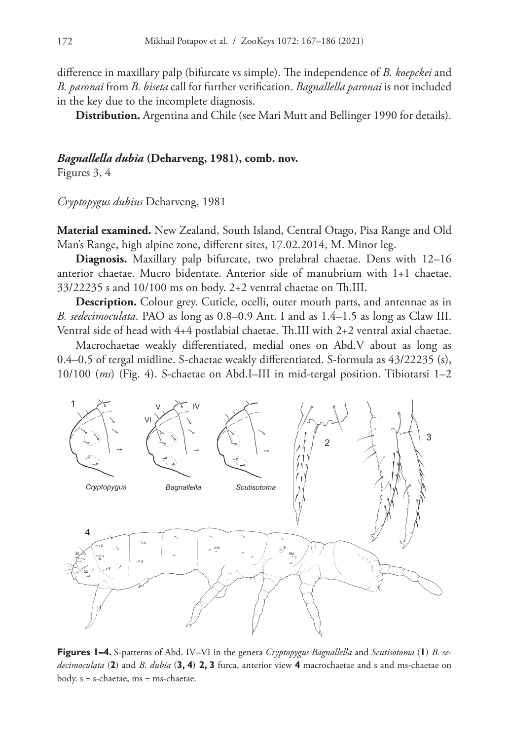difference in maxillary palp (bifurcate vs simple). The independence of *B. koepckei* and *B. paronai* from *B. biseta* call for further verification. *Bagnallella paronai* is not included in the key due to the incomplete diagnosis.

**Distribution.** Argentina and Chile (see Mari Mutt and Bellinger 1990 for details).

### *Bagnallella dubia* (Deharveng, 1981), comb. nov.

Figures 3, 4

*Cryptopygus dubius* Deharveng, 1981

**Material examined.** New Zealand, South Island, Central Otago, Pisa Range and Old Man's Range, high alpine zone, different sites, 17.02.2014, M. Minor leg.

**Diagnosis.** Maxillary palp bifurcate, two prelabral chaetae. Dens with 12–16 anterior chaetae. Mucro bidentate. Anterior side of manubrium with 1+1 chaetae. 33/22235 s and 10/100 ms on body. 2+2 ventral chaetae on Th.III.

**Description.** Colour grey. Cuticle, ocelli, outer mouth parts, and antennae as in *B. sedecimoculata*. PAO as long as 0.8–0.9 Ant. I and as 1.4–1.5 as long as Claw III. Ventral side of head with 4+4 postlabial chaetae. Th.III with 2+2 ventral axial chaetae.

Macrochaetae weakly differentiated, medial ones on Abd.V about as long as 0.4–0.5 of tergal midline. S-chaetae weakly differentiated. S-formula as 43/22235 (s), 10/100 (*ms*) (Fig. 4). S-chaetae on Abd.I–III in mid-tergal position. Tibiotarsi 1–2

**Figures 1–4.** S-patterns of Abd. IV–VI in the genera *Cryptopygus Bagnallella* and *Scutisotoma* (**1**) *B. sedecimoculata* (**2**) and *B. dubia* (**3, 4**) **2, 3** furca, anterior view **4** macrochaetae and s and ms-chaetae on body. s = s-chaetae, ms = ms-chaetae.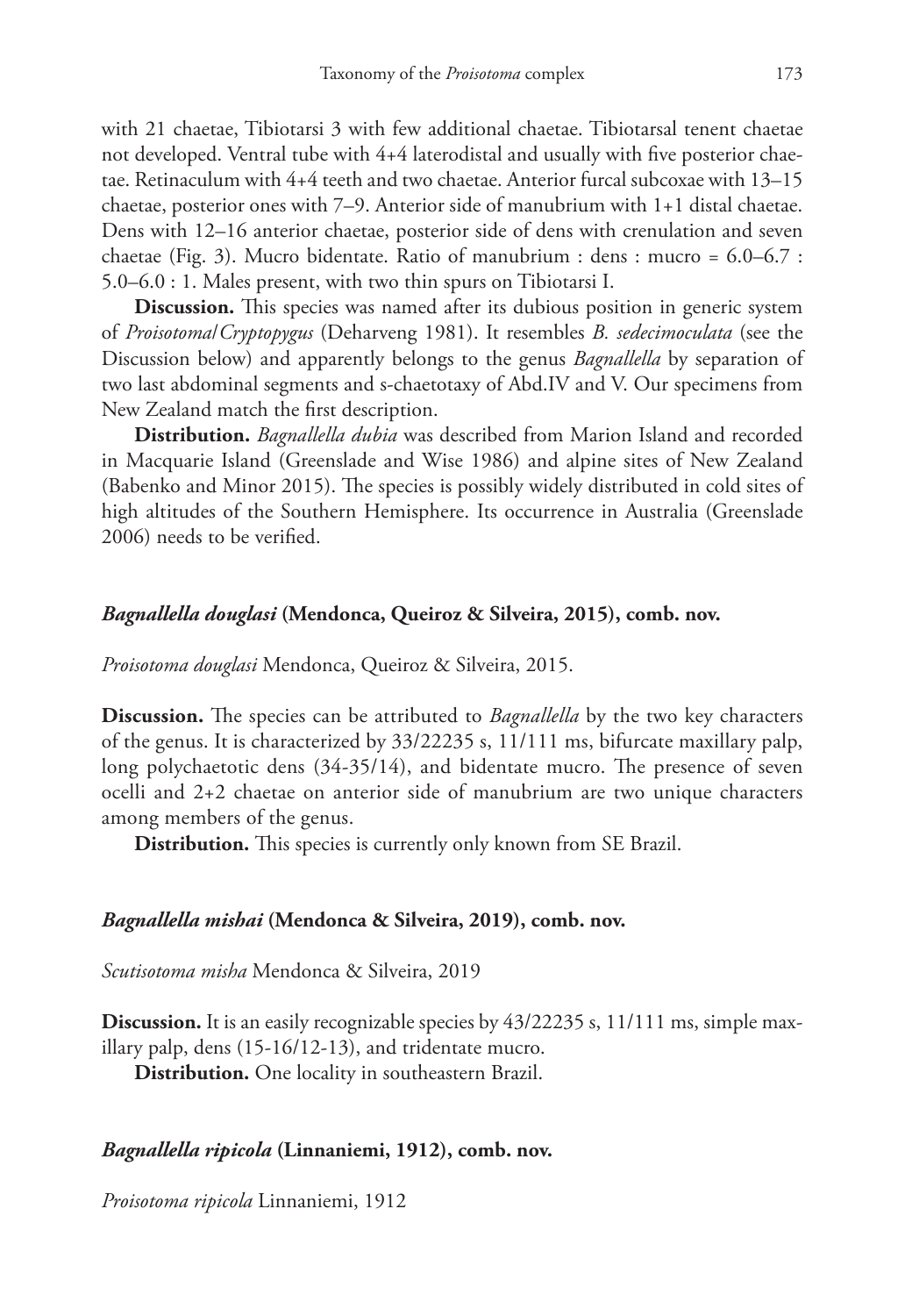with 21 chaetae, Tibiotarsi 3 with few additional chaetae. Tibiotarsal tenent chaetae not developed. Ventral tube with 4+4 laterodistal and usually with five posterior chaetae. Retinaculum with 4+4 teeth and two chaetae. Anterior furcal subcoxae with 13–15 chaetae, posterior ones with 7–9. Anterior side of manubrium with 1+1 distal chaetae. Dens with 12–16 anterior chaetae, posterior side of dens with crenulation and seven chaetae (Fig. 3). Mucro bidentate. Ratio of manubrium : dens : mucro = 6.0–6.7 : 5.0–6.0 : 1. Males present, with two thin spurs on Tibiotarsi I.

**Discussion.** This species was named after its dubious position in generic system of *Proisotoma*/*Cryptopygus* (Deharveng 1981). It resembles *B. sedecimoculata* (see the Discussion below) and apparently belongs to the genus *Bagnallella* by separation of two last abdominal segments and s-chaetotaxy of Abd.IV and V. Our specimens from New Zealand match the first description.

**Distribution.** *Bagnallella dubia* was described from Marion Island and recorded in Macquarie Island (Greenslade and Wise 1986) and alpine sites of New Zealand (Babenko and Minor 2015). The species is possibly widely distributed in cold sites of high altitudes of the Southern Hemisphere. Its occurrence in Australia (Greenslade 2006) needs to be verified.

### *Bagnallella douglasi* (Mendonca, Queiroz & Silveira, 2015), comb. nov.

*Proisotoma douglasi* Mendonca, Queiroz & Silveira, 2015.

**Discussion.** The species can be attributed to *Bagnallella* by the two key characters of the genus. It is characterized by 33/22235 s, 11/111 ms, bifurcate maxillary palp, long polychaetotic dens (34-35/14), and bidentate mucro. The presence of seven ocelli and 2+2 chaetae on anterior side of manubrium are two unique characters among members of the genus.

**Distribution.** This species is currently only known from SE Brazil.

### *Bagnallella mishai* (Mendonca & Silveira, 2019), comb. nov.

*Scutisotoma misha* Mendonca & Silveira, 2019

**Discussion.** It is an easily recognizable species by 43/22235 s, 11/111 ms, simple maxillary palp, dens (15-16/12-13), and tridentate mucro.

**Distribution.** One locality in southeastern Brazil.

### *Bagnallella ripicola* (Linnaniemi, 1912), comb. nov.

*Proisotoma ripicola* Linnaniemi, 1912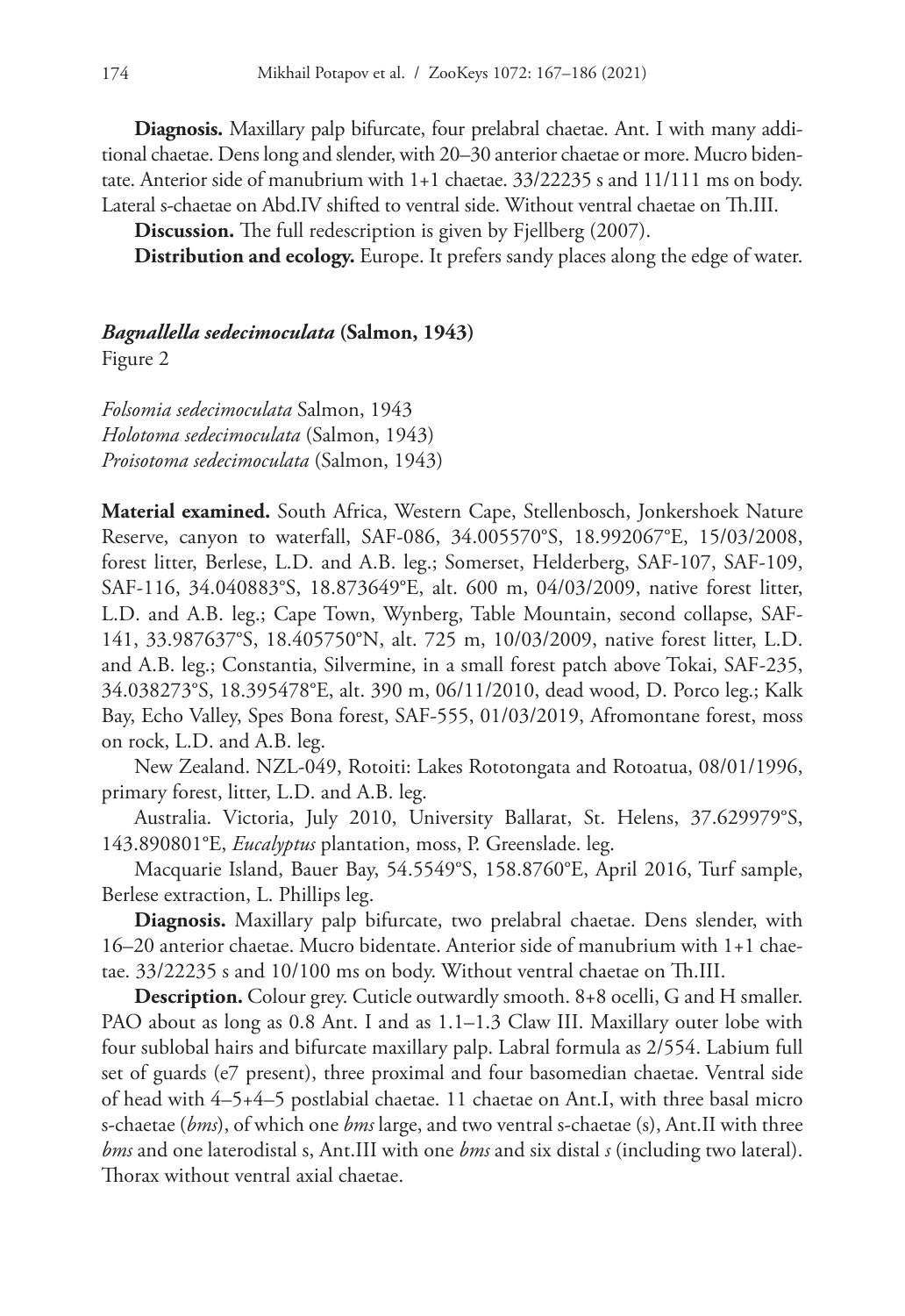**Diagnosis.** Maxillary palp bifurcate, four prelabral chaetae. Ant. I with many additional chaetae. Dens long and slender, with 20–30 anterior chaetae or more. Mucro bidentate. Anterior side of manubrium with 1+1 chaetae. 33/22235 s and 11/111 ms on body. Lateral s-chaetae on Abd.IV shifted to ventral side. Without ventral chaetae on Th.III.

**Discussion.** The full redescription is given by Fjellberg (2007).

**Distribution and ecology.** Europe. It prefers sandy places along the edge of water.

### *Bagnallella sedecimoculata* (Salmon, 1943)

Figure 2

*Folsomia sedecimoculata* Salmon, 1943
*Holotoma sedecimoculata* (Salmon, 1943)
*Proisotoma sedecimoculata* (Salmon, 1943)

**Material examined.** South Africa, Western Cape, Stellenbosch, Jonkershoek Nature Reserve, canyon to waterfall, SAF-086, 34.005570°S, 18.992067°E, 15/03/2008, forest litter, Berlese, L.D. and A.B. leg.; Somerset, Helderberg, SAF-107, SAF-109, SAF-116, 34.040883°S, 18.873649°E, alt. 600 m, 04/03/2009, native forest litter, L.D. and A.B. leg.; Cape Town, Wynberg, Table Mountain, second collapse, SAF-141, 33.987637°S, 18.405750°N, alt. 725 m, 10/03/2009, native forest litter, L.D. and A.B. leg.; Constantia, Silvermine, in a small forest patch above Tokai, SAF-235, 34.038273°S, 18.395478°E, alt. 390 m, 06/11/2010, dead wood, D. Porco leg.; Kalk Bay, Echo Valley, Spes Bona forest, SAF-555, 01/03/2019, Afromontane forest, moss on rock, L.D. and A.B. leg.

New Zealand. NZL-049, Rotoiti: Lakes Rototongata and Rotoatua, 08/01/1996, primary forest, litter, L.D. and A.B. leg.

Australia. Victoria, July 2010, University Ballarat, St. Helens, 37.629979°S, 143.890801°E, *Eucalyptus* plantation, moss, P. Greenslade. leg.

Macquarie Island, Bauer Bay, 54.5549°S, 158.8760°E, April 2016, Turf sample, Berlese extraction, L. Phillips leg.

**Diagnosis.** Maxillary palp bifurcate, two prelabral chaetae. Dens slender, with 16–20 anterior chaetae. Mucro bidentate. Anterior side of manubrium with 1+1 chaetae. 33/22235 s and 10/100 ms on body. Without ventral chaetae on Th.III.

**Description.** Colour grey. Cuticle outwardly smooth. 8+8 ocelli, G and H smaller. PAO about as long as 0.8 Ant. I and as 1.1–1.3 Claw III. Maxillary outer lobe with four sublobal hairs and bifurcate maxillary palp. Labral formula as 2/554. Labium full set of guards (e7 present), three proximal and four basomedian chaetae. Ventral side of head with 4–5+4–5 postlabial chaetae. 11 chaetae on Ant.I, with three basal micro s-chaetae (*bms*), of which one *bms* large, and two ventral s-chaetae (s), Ant.II with three *bms* and one laterodistal s, Ant.III with one *bms* and six distal *s* (including two lateral). Thorax without ventral axial chaetae.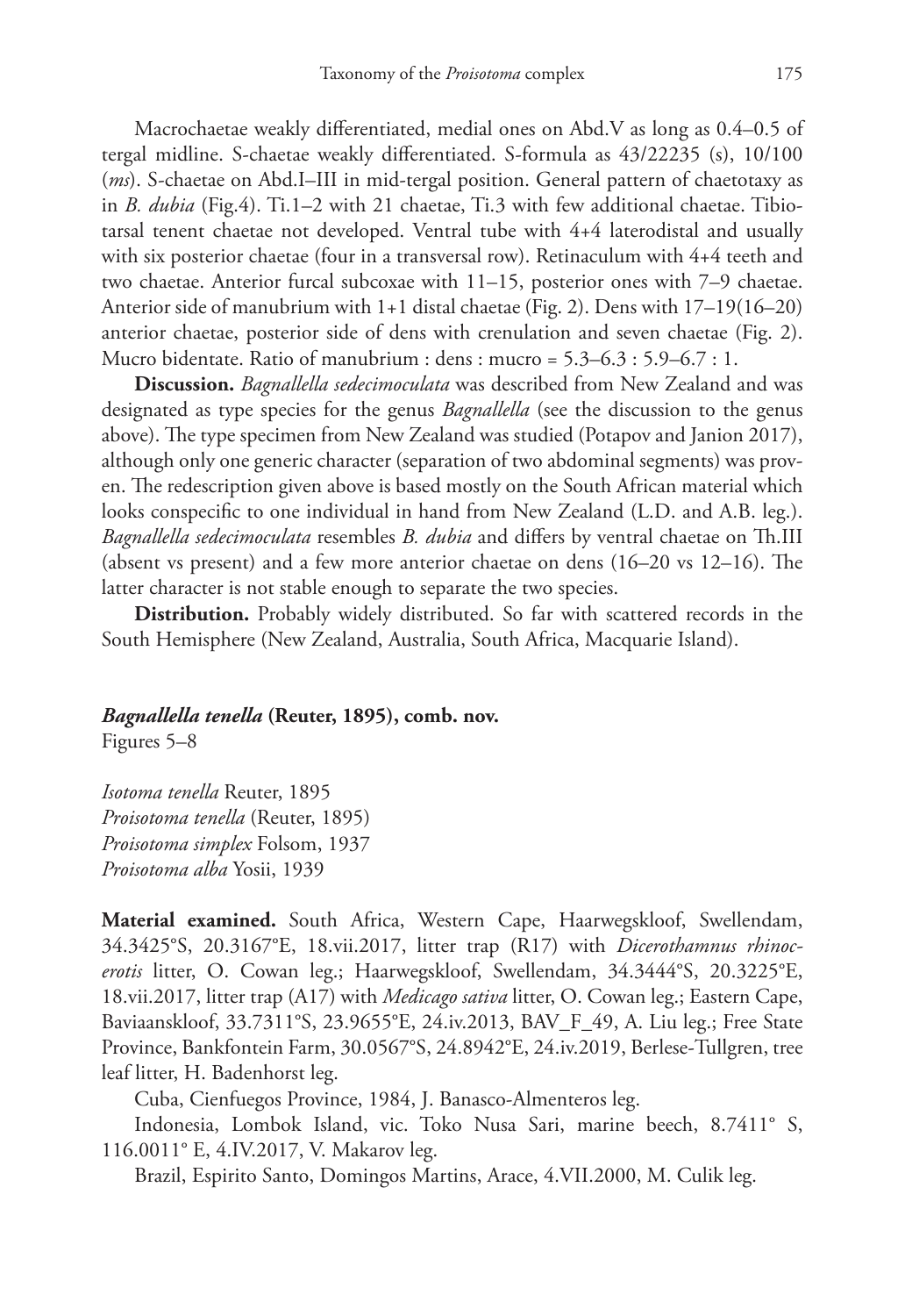Macrochaetae weakly differentiated, medial ones on Abd.V as long as 0.4–0.5 of tergal midline. S-chaetae weakly differentiated. S-formula as 43/22235 (s), 10/100 (*ms*). S-chaetae on Abd.I–III in mid-tergal position. General pattern of chaetotaxy as in *B. dubia* (Fig.4). Ti.1–2 with 21 chaetae, Ti.3 with few additional chaetae. Tibiotarsal tenent chaetae not developed. Ventral tube with 4+4 laterodistal and usually with six posterior chaetae (four in a transversal row). Retinaculum with 4+4 teeth and two chaetae. Anterior furcal subcoxae with 11–15, posterior ones with 7–9 chaetae. Anterior side of manubrium with 1+1 distal chaetae (Fig. 2). Dens with 17–19(16–20) anterior chaetae, posterior side of dens with crenulation and seven chaetae (Fig. 2). Mucro bidentate. Ratio of manubrium : dens : mucro = 5.3–6.3 : 5.9–6.7 : 1.

**Discussion.** *Bagnallella sedecimoculata* was described from New Zealand and was designated as type species for the genus *Bagnallella* (see the discussion to the genus above). The type specimen from New Zealand was studied (Potapov and Janion 2017), although only one generic character (separation of two abdominal segments) was proven. The redescription given above is based mostly on the South African material which looks conspecific to one individual in hand from New Zealand (L.D. and A.B. leg.). *Bagnallella sedecimoculata* resembles *B. dubia* and differs by ventral chaetae on Th.III (absent vs present) and a few more anterior chaetae on dens (16–20 vs 12–16). The latter character is not stable enough to separate the two species.

**Distribution.** Probably widely distributed. So far with scattered records in the South Hemisphere (New Zealand, Australia, South Africa, Macquarie Island).

### *Bagnallella tenella* (Reuter, 1895), comb. nov.

Figures 5–8

*Isotoma tenella* Reuter, 1895
*Proisotoma tenella* (Reuter, 1895)
*Proisotoma simplex* Folsom, 1937
*Proisotoma alba* Yosii, 1939

**Material examined.** South Africa, Western Cape, Haarwegskloof, Swellendam, 34.3425°S, 20.3167°E, 18.vii.2017, litter trap (R17) with *Dicerothamnus rhinocerotis* litter, O. Cowan leg.; Haarwegskloof, Swellendam, 34.3444°S, 20.3225°E, 18.vii.2017, litter trap (A17) with *Medicago sativa* litter, O. Cowan leg.; Eastern Cape, Baviaanskloof, 33.7311°S, 23.9655°E, 24.iv.2013, BAV_F_49, A. Liu leg.; Free State Province, Bankfontein Farm, 30.0567°S, 24.8942°E, 24.iv.2019, Berlese-Tullgren, tree leaf litter, H. Badenhorst leg.

Cuba, Cienfuegos Province, 1984, J. Banasco-Almenteros leg.

Indonesia, Lombok Island, vic. Toko Nusa Sari, marine beech, 8.7411° S, 116.0011° E, 4.IV.2017, V. Makarov leg.

Brazil, Espirito Santo, Domingos Martins, Arace, 4.VII.2000, M. Culik leg.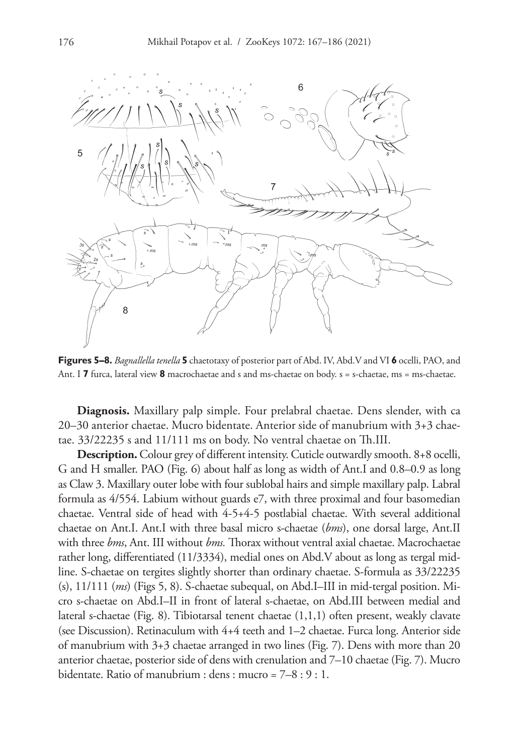**Figures 5–8.** *Bagnallella tenella* **5** chaetotaxy of posterior part of Abd. IV, Abd.V and VI **6** ocelli, PAO, and Ant. I **7** furca, lateral view **8** macrochaetae and s and ms-chaetae on body. s = s-chaetae, ms = ms-chaetae.

**Diagnosis.** Maxillary palp simple. Four prelabral chaetae. Dens slender, with ca 20–30 anterior chaetae. Mucro bidentate. Anterior side of manubrium with 3+3 chaetae. 33/22235 s and 11/111 ms on body. No ventral chaetae on Th.III.

**Description.** Colour grey of different intensity. Cuticle outwardly smooth. 8+8 ocelli, G and H smaller. PAO (Fig. 6) about half as long as width of Ant.I and 0.8–0.9 as long as Claw 3. Maxillary outer lobe with four sublobal hairs and simple maxillary palp. Labral formula as 4/554. Labium without guards e7, with three proximal and four basomedian chaetae. Ventral side of head with 4-5+4-5 postlabial chaetae. With several additional chaetae on Ant.I. Ant.I with three basal micro s-chaetae (*bms*), one dorsal large, Ant.II with three *bms*, Ant. III without *bms.* Thorax without ventral axial chaetae. Macrochaetae rather long, differentiated (11/3334), medial ones on Abd.V about as long as tergal midline. S-chaetae on tergites slightly shorter than ordinary chaetae. S-formula as 33/22235 (*s*), 11/111 (*ms*) (Figs 5, 8). S-chaetae subequal, on Abd.I–III in mid-tergal position. Micro s-chaetae on Abd.I–II in front of lateral s-chaetae, on Abd.III between medial and lateral s-chaetae (Fig. 8). Tibiotarsal tenent chaetae (1,1,1) often present, weakly clavate (see Discussion). Retinaculum with 4+4 teeth and 1–2 chaetae. Furca long. Anterior side of manubrium with 3+3 chaetae arranged in two lines (Fig. 7). Dens with more than 20 anterior chaetae, posterior side of dens with crenulation and 7–10 chaetae (Fig. 7). Mucro bidentate. Ratio of manubrium : dens : mucro = 7–8 : 9 : 1.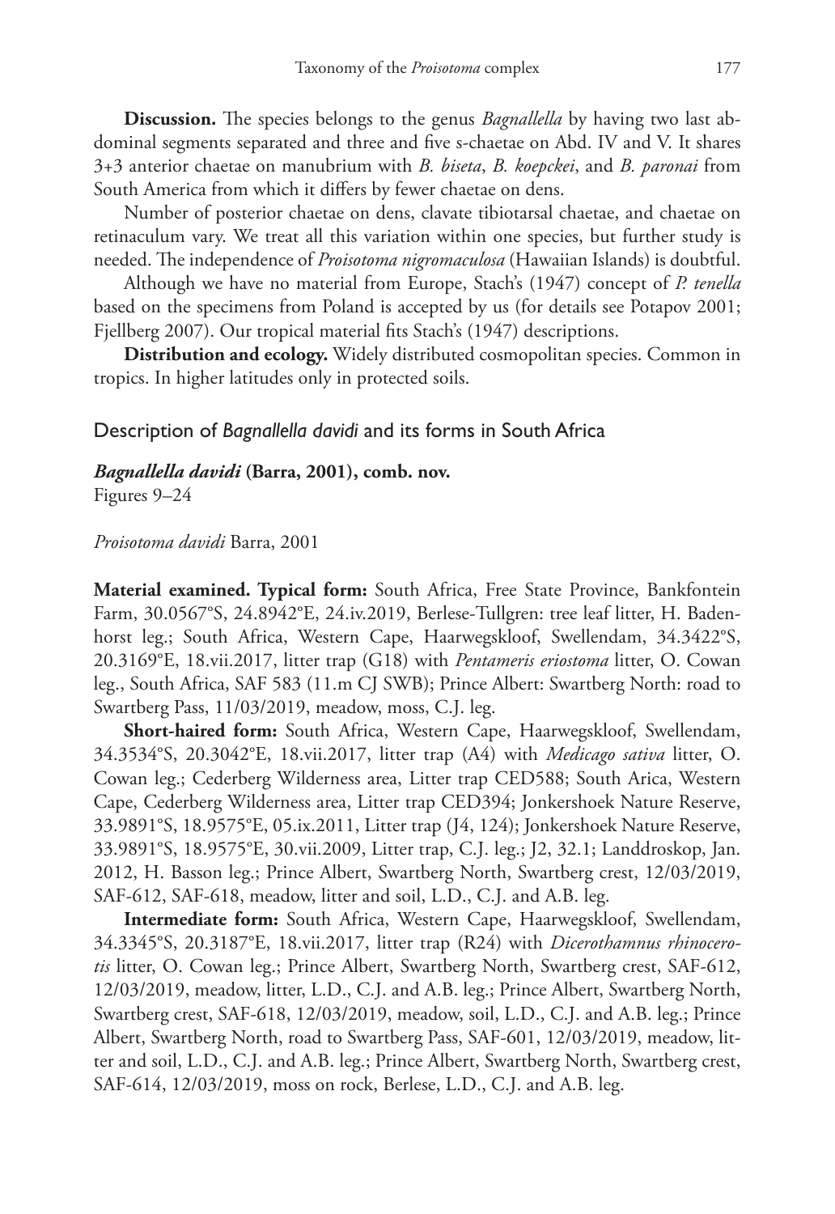**Discussion.** The species belongs to the genus *Bagnallella* by having two last abdominal segments separated and three and five s-chaetae on Abd. IV and V. It shares 3+3 anterior chaetae on manubrium with *B. biseta*, *B. koepckei*, and *B. paronai* from South America from which it differs by fewer chaetae on dens.

Number of posterior chaetae on dens, clavate tibiotarsal chaetae, and chaetae on retinaculum vary. We treat all this variation within one species, but further study is needed. The independence of *Proisotoma nigromaculosa* (Hawaiian Islands) is doubtful.

Although we have no material from Europe, Stach's (1947) concept of *P. tenella* based on the specimens from Poland is accepted by us (for details see Potapov 2001; Fjellberg 2007). Our tropical material fits Stach's (1947) descriptions.

**Distribution and ecology.** Widely distributed cosmopolitan species. Common in tropics. In higher latitudes only in protected soils.

## Description of *Bagnallella davidi* and its forms in South Africa

***Bagnallella davidi* (Barra, 2001), comb. nov.**
Figures 9–24

*Proisotoma davidi* Barra, 2001

**Material examined. Typical form:** South Africa, Free State Province, Bankfontein Farm, 30.0567°S, 24.8942°E, 24.iv.2019, Berlese-Tullgren: tree leaf litter, H. Badenhorst leg.; South Africa, Western Cape, Haarwegskloof, Swellendam, 34.3422°S, 20.3169°E, 18.vii.2017, litter trap (G18) with *Pentameris eriostoma* litter, O. Cowan leg., South Africa, SAF 583 (11.m CJ SWB); Prince Albert: Swartberg North: road to Swartberg Pass, 11/03/2019, meadow, moss, C.J. leg.

**Short-haired form:** South Africa, Western Cape, Haarwegskloof, Swellendam, 34.3534°S, 20.3042°E, 18.vii.2017, litter trap (A4) with *Medicago sativa* litter, O. Cowan leg.; Cederberg Wilderness area, Litter trap CED588; South Arica, Western Cape, Cederberg Wilderness area, Litter trap CED394; Jonkershoek Nature Reserve, 33.9891°S, 18.9575°E, 05.ix.2011, Litter trap (J4, 124); Jonkershoek Nature Reserve, 33.9891°S, 18.9575°E, 30.vii.2009, Litter trap, C.J. leg.; J2, 32.1; Landdroskop, Jan. 2012, H. Basson leg.; Prince Albert, Swartberg North, Swartberg crest, 12/03/2019, SAF-612, SAF-618, meadow, litter and soil, L.D., C.J. and A.B. leg.

**Intermediate form:** South Africa, Western Cape, Haarwegskloof, Swellendam, 34.3345°S, 20.3187°E, 18.vii.2017, litter trap (R24) with *Dicerothamnus rhinocerotis* litter, O. Cowan leg.; Prince Albert, Swartberg North, Swartberg crest, SAF-612, 12/03/2019, meadow, litter, L.D., C.J. and A.B. leg.; Prince Albert, Swartberg North, Swartberg crest, SAF-618, 12/03/2019, meadow, soil, L.D., C.J. and A.B. leg.; Prince Albert, Swartberg North, road to Swartberg Pass, SAF-601, 12/03/2019, meadow, litter and soil, L.D., C.J. and A.B. leg.; Prince Albert, Swartberg North, Swartberg crest, SAF-614, 12/03/2019, moss on rock, Berlese, L.D., C.J. and A.B. leg.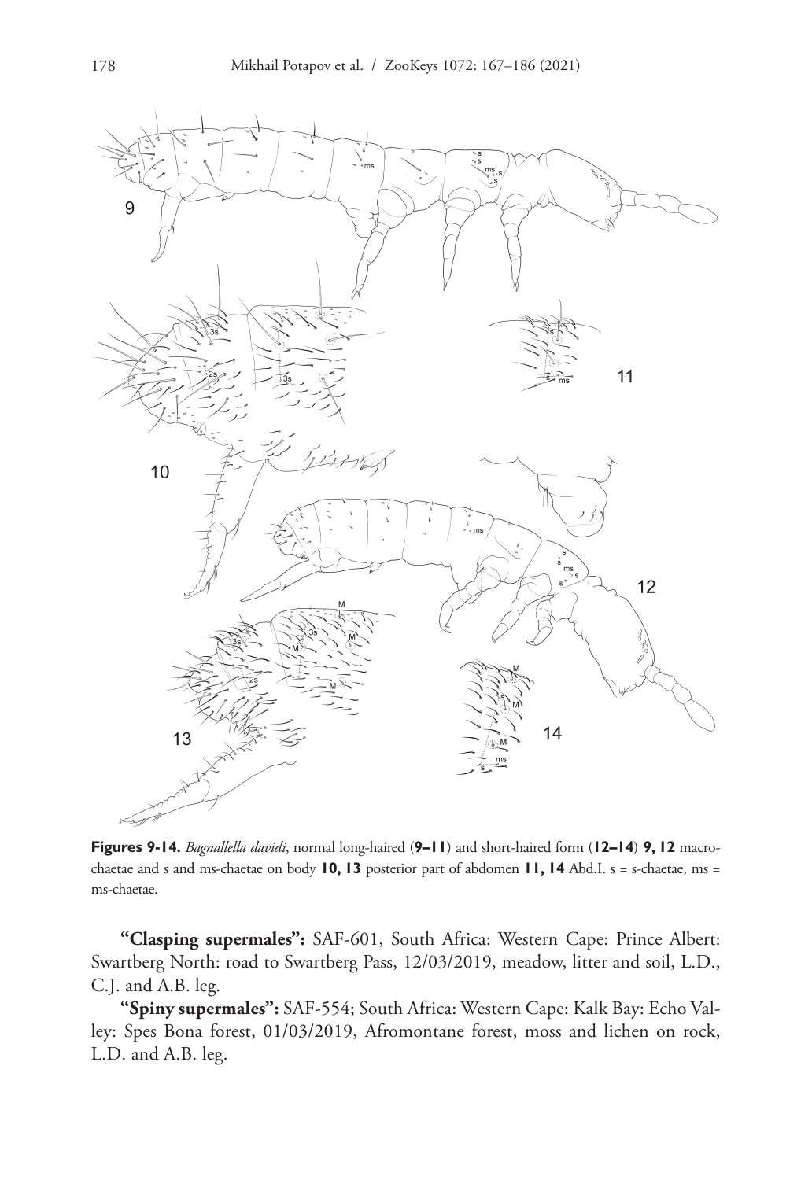**Figures 9-14.** *Bagnallella davidi*, normal long-haired (**9–11**) and short-haired form (**12–14**) **9, 12** macrochaetae and s and ms-chaetae on body **10, 13** posterior part of abdomen **11, 14** Abd.I. s = s-chaetae, ms = ms-chaetae.

**"Clasping supermales":** SAF-601, South Africa: Western Cape: Prince Albert: Swartberg North: road to Swartberg Pass, 12/03/2019, meadow, litter and soil, L.D., C.J. and A.B. leg.

**"Spiny supermales":** SAF-554; South Africa: Western Cape: Kalk Bay: Echo Valley: Spes Bona forest, 01/03/2019, Afromontane forest, moss and lichen on rock, L.D. and A.B. leg.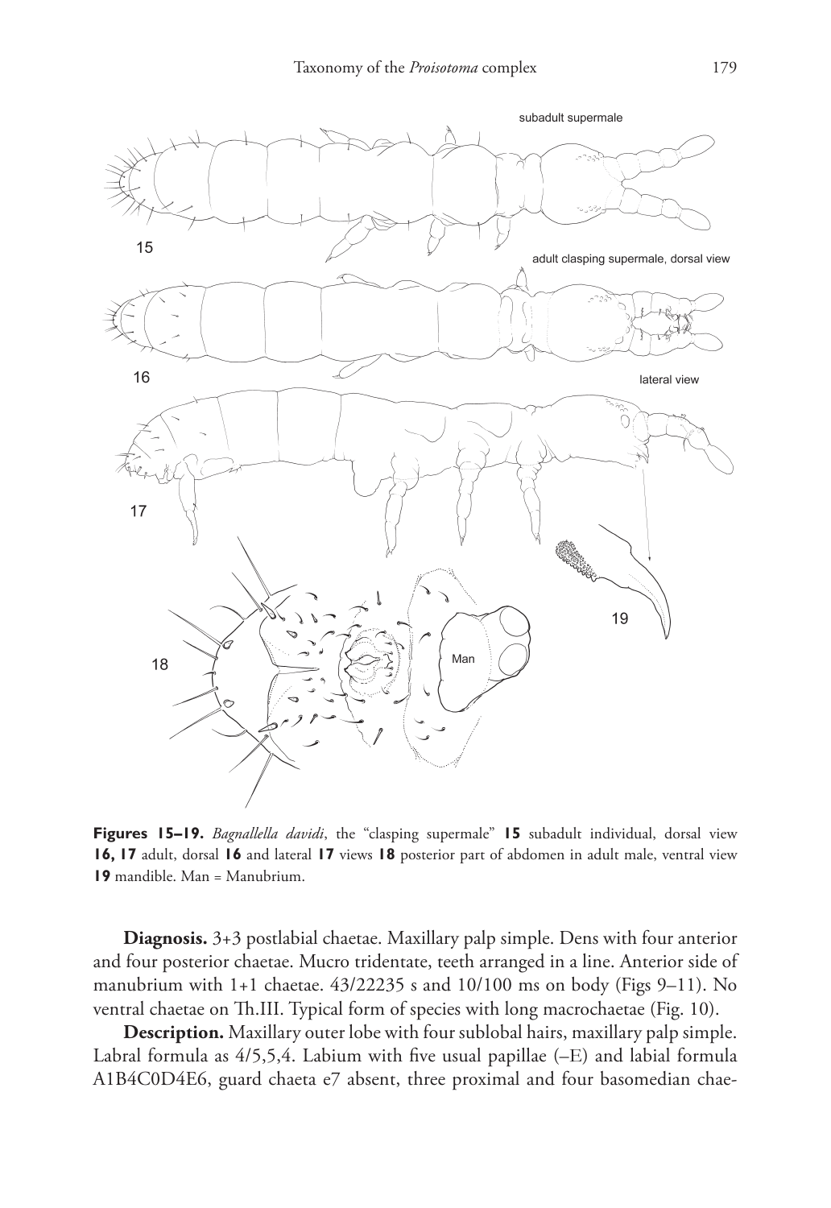**Figures 15–19.** *Bagnallella davidi*, the "clasping supermale" **15** subadult individual, dorsal view **16, 17** adult, dorsal **16** and lateral **17** views **18** posterior part of abdomen in adult male, ventral view **19** mandible. Man = Manubrium.

**Diagnosis.** 3+3 postlabial chaetae. Maxillary palp simple. Dens with four anterior and four posterior chaetae. Mucro tridentate, teeth arranged in a line. Anterior side of manubrium with 1+1 chaetae. 43/22235 s and 10/100 ms on body (Figs 9–11). No ventral chaetae on Th.III. Typical form of species with long macrochaetae (Fig. 10).

**Description.** Maxillary outer lobe with four sublobal hairs, maxillary palp simple. Labral formula as 4/5,5,4. Labium with five usual papillae (–E) and labial formula A1B4C0D4E6, guard chaeta e7 absent, three proximal and four basomedian chae-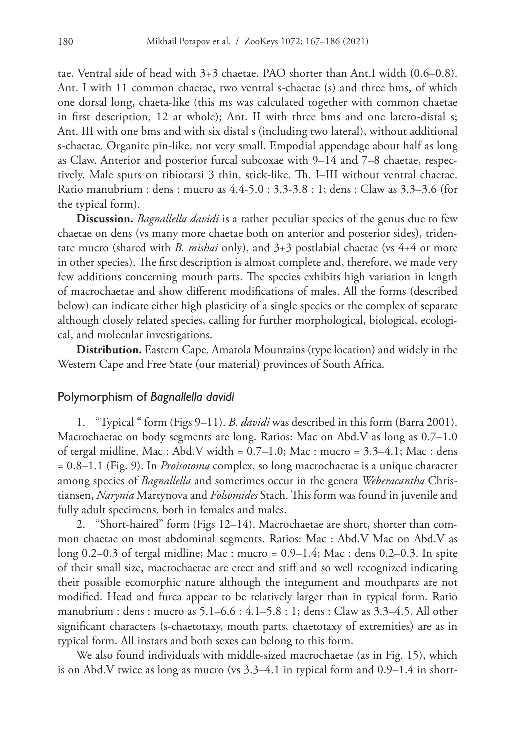tae. Ventral side of head with 3+3 chaetae. PAO shorter than Ant.I width (0.6–0.8). Ant. I with 11 common chaetae, two ventral s-chaetae (s) and three bms, of which one dorsal long, chaeta-like (this ms was calculated together with common chaetae in first description, 12 at whole); Ant. II with three bms and one latero-distal s; Ant. III with one bms and with six distal s (including two lateral), without additional s-chaetae. Organite pin-like, not very small. Empodial appendage about half as long as Claw. Anterior and posterior furcal subcoxae with 9–14 and 7–8 chaetae, respectively. Male spurs on tibiotarsi 3 thin, stick-like. Th. I–III without ventral chaetae. Ratio manubrium : dens : mucro as 4.4-5.0 : 3.3-3.8 : 1; dens : Claw as 3.3–3.6 (for the typical form).

**Discussion.** *Bagnallella davidi* is a rather peculiar species of the genus due to few chaetae on dens (vs many more chaetae both on anterior and posterior sides), tridentate mucro (shared with *B. mishai* only), and 3+3 postlabial chaetae (vs 4+4 or more in other species). The first description is almost complete and, therefore, we made very few additions concerning mouth parts. The species exhibits high variation in length of macrochaetae and show different modifications of males. All the forms (described below) can indicate either high plasticity of a single species or the complex of separate although closely related species, calling for further morphological, biological, ecological, and molecular investigations.

**Distribution.** Eastern Cape, Amatola Mountains (type location) and widely in the Western Cape and Free State (our material) provinces of South Africa.

## Polymorphism of *Bagnallella davidi*

1. "Typical " form (Figs 9–11). *B. davidi* was described in this form (Barra 2001). Macrochaetae on body segments are long. Ratios: Mac on Abd.V as long as 0.7–1.0 of tergal midline. Mac : Abd.V width = 0.7–1.0; Mac : mucro = 3.3–4.1; Mac : dens = 0.8–1.1 (Fig. 9). In *Proisotoma* complex, so long macrochaetae is a unique character among species of *Bagnallella* and sometimes occur in the genera *Weberacantha* Christiansen, *Narynia* Martynova and *Folsomides* Stach. This form was found in juvenile and fully adult specimens, both in females and males.

2. "Short-haired" form (Figs 12–14). Macrochaetae are short, shorter than common chaetae on most abdominal segments. Ratios: Mac : Abd.V Mac on Abd.V as long 0.2–0.3 of tergal midline; Mac : mucro = 0.9–1.4; Mac : dens 0.2–0.3. In spite of their small size, macrochaetae are erect and stiff and so well recognized indicating their possible ecomorphic nature although the integument and mouthparts are not modified. Head and furca appear to be relatively larger than in typical form. Ratio manubrium : dens : mucro as 5.1–6.6 : 4.1–5.8 : 1; dens : Claw as 3.3–4.5. All other significant characters (s-chaetotaxy, mouth parts, chaetotaxy of extremities) are as in typical form. All instars and both sexes can belong to this form.

We also found individuals with middle-sized macrochaetae (as in Fig. 15), which is on Abd.V twice as long as mucro (vs 3.3–4.1 in typical form and 0.9–1.4 in short-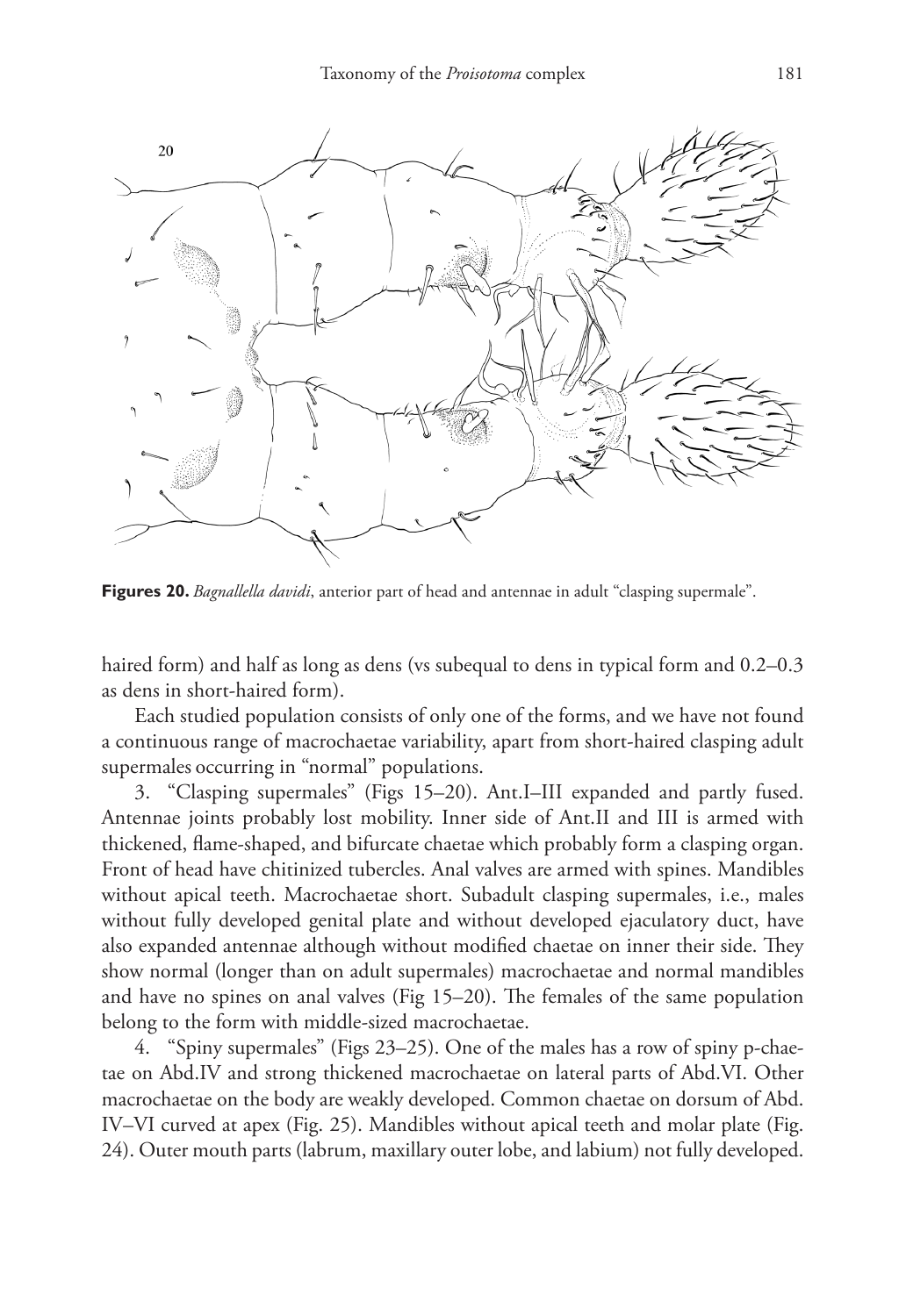**Figures 20.** *Bagnallella davidi*, anterior part of head and antennae in adult "clasping supermale".

haired form) and half as long as dens (vs subequal to dens in typical form and 0.2–0.3 as dens in short-haired form).

Each studied population consists of only one of the forms, and we have not found a continuous range of macrochaetae variability, apart from short-haired clasping adult supermales occurring in "normal" populations.

3. "Clasping supermales" (Figs 15–20). Ant.I–III expanded and partly fused. Antennae joints probably lost mobility. Inner side of Ant.II and III is armed with thickened, flame-shaped, and bifurcate chaetae which probably form a clasping organ. Front of head have chitinized tubercles. Anal valves are armed with spines. Mandibles without apical teeth. Macrochaetae short. Subadult clasping supermales, i.e., males without fully developed genital plate and without developed ejaculatory duct, have also expanded antennae although without modified chaetae on inner their side. They show normal (longer than on adult supermales) macrochaetae and normal mandibles and have no spines on anal valves (Fig 15–20). The females of the same population belong to the form with middle-sized macrochaetae.

4. "Spiny supermales" (Figs 23–25). One of the males has a row of spiny p-chaetae on Abd.IV and strong thickened macrochaetae on lateral parts of Abd.VI. Other macrochaetae on the body are weakly developed. Common chaetae on dorsum of Abd. IV–VI curved at apex (Fig. 25). Mandibles without apical teeth and molar plate (Fig. 24). Outer mouth parts (labrum, maxillary outer lobe, and labium) not fully developed.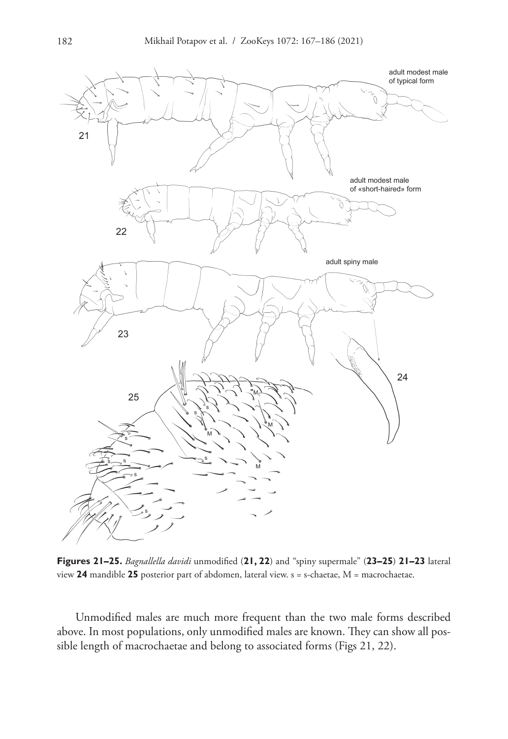**Figures 21–25.** *Bagnallella davidi* unmodified (**21, 22**) and "spiny supermale" (**23–25**) **21–23** lateral view **24** mandible **25** posterior part of abdomen, lateral view. s = s-chaetae, M = macrochaetae.

Unmodified males are much more frequent than the two male forms described above. In most populations, only unmodified males are known. They can show all possible length of macrochaetae and belong to associated forms (Figs 21, 22).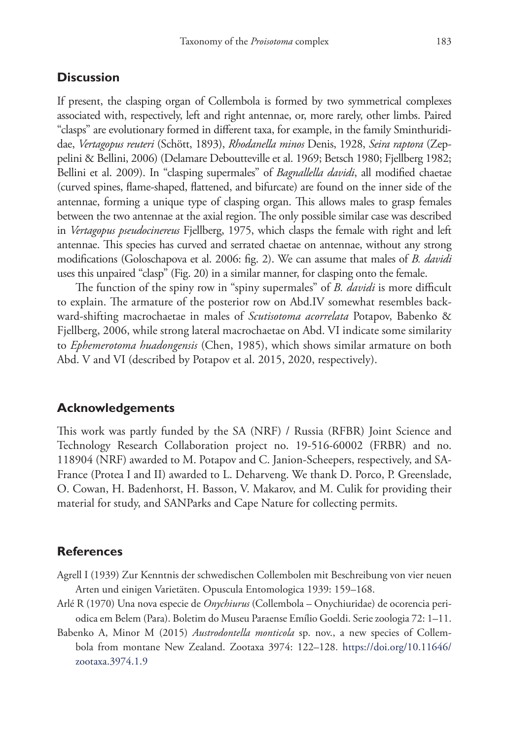## Discussion

If present, the clasping organ of Collembola is formed by two symmetrical complexes associated with, respectively, left and right antennae, or, more rarely, other limbs. Paired "clasps" are evolutionary formed in different taxa, for example, in the family Sminthurididae, *Vertagopus reuteri* (Schött, 1893), *Rhodanella minos* Denis, 1928, *Seira raptora* (Zeppelini & Bellini, 2006) (Delamare Deboutteville et al. 1969; Betsch 1980; Fjellberg 1982; Bellini et al. 2009). In "clasping supermales" of *Bagnallella davidi*, all modified chaetae (curved spines, flame-shaped, flattened, and bifurcate) are found on the inner side of the antennae, forming a unique type of clasping organ. This allows males to grasp females between the two antennae at the axial region. The only possible similar case was described in *Vertagopus pseudocinereus* Fjellberg, 1975, which clasps the female with right and left antennae. This species has curved and serrated chaetae on antennae, without any strong modifications (Goloschapova et al. 2006: fig. 2). We can assume that males of *B. davidi* uses this unpaired "clasp" (Fig. 20) in a similar manner, for clasping onto the female.

The function of the spiny row in "spiny supermales" of *B. davidi* is more difficult to explain. The armature of the posterior row on Abd.IV somewhat resembles backward-shifting macrochaetae in males of *Scutisotoma acorrelata* Potapov, Babenko & Fjellberg, 2006, while strong lateral macrochaetae on Abd. VI indicate some similarity to *Ephemerotoma huadongensis* (Chen, 1985), which shows similar armature on both Abd. V and VI (described by Potapov et al. 2015, 2020, respectively).

## Acknowledgements

This work was partly funded by the SA (NRF) / Russia (RFBR) Joint Science and Technology Research Collaboration project no. 19-516-60002 (FRBR) and no. 118904 (NRF) awarded to M. Potapov and C. Janion-Scheepers, respectively, and SA-France (Protea I and II) awarded to L. Deharveng. We thank D. Porco, P. Greenslade, O. Cowan, H. Badenhorst, H. Basson, V. Makarov, and M. Culik for providing their material for study, and SANParks and Cape Nature for collecting permits.

## References

Agrell I (1939) Zur Kenntnis der schwedischen Collembolen mit Beschreibung von vier neuen Arten und einigen Varietäten. Opuscula Entomologica 1939: 159–168.

Arlé R (1970) Una nova especie de *Onychiurus* (Collembola – Onychiuridae) de ocorencia periodica em Belem (Para). Boletim do Museu Paraense Emílio Goeldi. Serie zoologia 72: 1–11.

Babenko A, Minor M (2015) *Austrodontella monticola* sp. nov., a new species of Collembola from montane New Zealand. Zootaxa 3974: 122–128. https://doi.org/10.11646/zootaxa.3974.1.9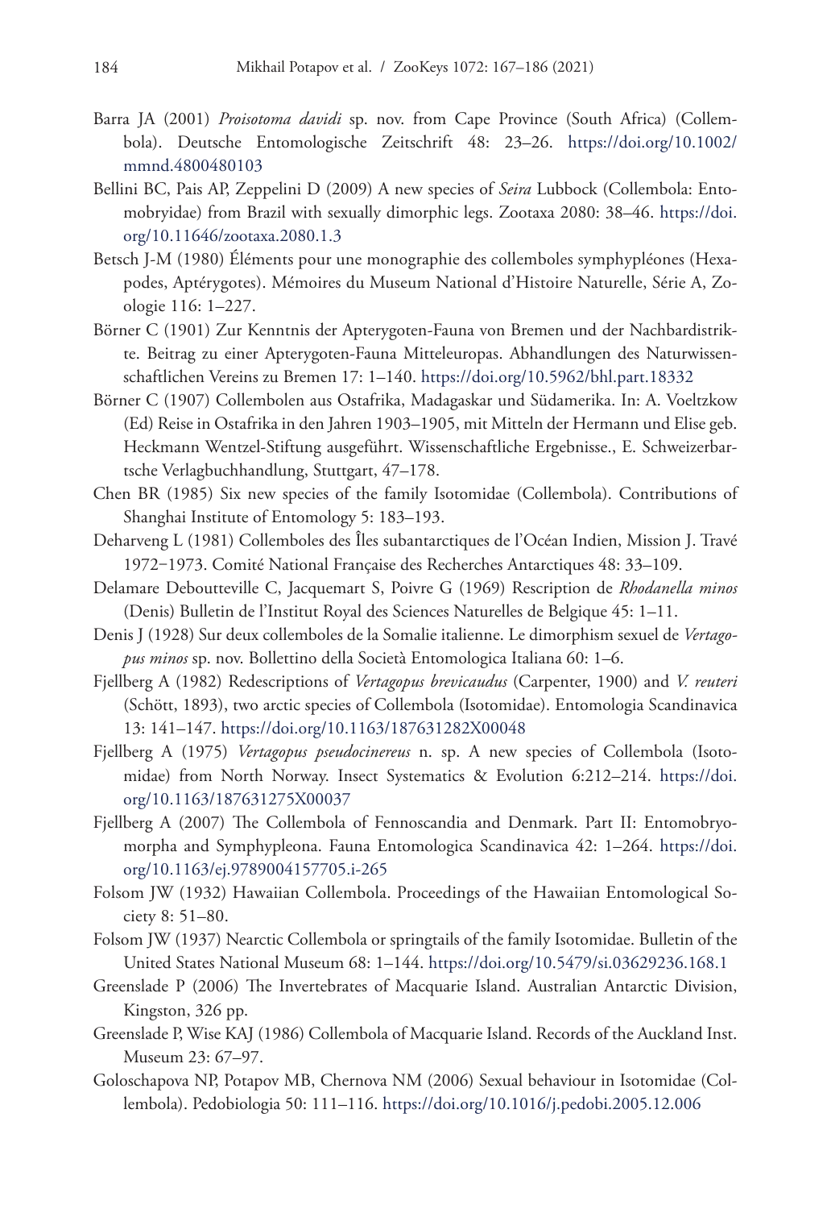Barra JA (2001) *Proisotoma davidi* sp. nov. from Cape Province (South Africa) (Collembola). Deutsche Entomologische Zeitschrift 48: 23–26. https://doi.org/10.1002/mmnd.4800480103

Bellini BC, Pais AP, Zeppelini D (2009) A new species of *Seira* Lubbock (Collembola: Entomobryidae) from Brazil with sexually dimorphic legs. Zootaxa 2080: 38–46. https://doi.org/10.11646/zootaxa.2080.1.3

Betsch J-M (1980) Éléments pour une monographie des collemboles symphypléones (Hexapodes, Aptérygotes). Mémoires du Museum National d'Histoire Naturelle, Série A, Zoologie 116: 1–227.

Börner C (1901) Zur Kenntnis der Apterygoten-Fauna von Bremen und der Nachbardistrikte. Beitrag zu einer Apterygoten-Fauna Mitteleuropas. Abhandlungen des Naturwissenschaftlichen Vereins zu Bremen 17: 1–140. https://doi.org/10.5962/bhl.part.18332

Börner C (1907) Collembolen aus Ostafrika, Madagaskar und Südamerika. In: A. Voeltzkow (Ed) Reise in Ostafrika in den Jahren 1903–1905, mit Mitteln der Hermann und Elise geb. Heckmann Wentzel-Stiftung ausgeführt. Wissenschaftliche Ergebnisse., E. Schweizerbartsche Verlagbuchhandlung, Stuttgart, 47–178.

Chen BR (1985) Six new species of the family Isotomidae (Collembola). Contributions of Shanghai Institute of Entomology 5: 183–193.

Deharveng L (1981) Collemboles des Îles subantarctiques de l'Océan Indien, Mission J. Travé 1972−1973. Comité National Française des Recherches Antarctiques 48: 33–109.

Delamare Deboutteville C, Jacquemart S, Poivre G (1969) Rescription de *Rhodanella minos* (Denis) Bulletin de l'Institut Royal des Sciences Naturelles de Belgique 45: 1–11.

Denis J (1928) Sur deux collemboles de la Somalie italienne. Le dimorphism sexuel de *Vertagopus minos* sp. nov. Bollettino della Società Entomologica Italiana 60: 1–6.

Fjellberg A (1982) Redescriptions of *Vertagopus brevicaudus* (Carpenter, 1900) and *V. reuteri* (Schött, 1893), two arctic species of Collembola (Isotomidae). Entomologia Scandinavica 13: 141–147. https://doi.org/10.1163/187631282X00048

Fjellberg A (1975) *Vertagopus pseudocinereus* n. sp. A new species of Collembola (Isotomidae) from North Norway. Insect Systematics & Evolution 6:212–214. https://doi.org/10.1163/187631275X00037

Fjellberg A (2007) The Collembola of Fennoscandia and Denmark. Part II: Entomobryomorpha and Symphypleona. Fauna Entomologica Scandinavica 42: 1–264. https://doi.org/10.1163/ej.9789004157705.i-265

Folsom JW (1932) Hawaiian Collembola. Proceedings of the Hawaiian Entomological Society 8: 51–80.

Folsom JW (1937) Nearctic Collembola or springtails of the family Isotomidae. Bulletin of the United States National Museum 68: 1–144. https://doi.org/10.5479/si.03629236.168.1

Greenslade P (2006) The Invertebrates of Macquarie Island. Australian Antarctic Division, Kingston, 326 pp.

Greenslade P, Wise KAJ (1986) Collembola of Macquarie Island. Records of the Auckland Inst. Museum 23: 67–97.

Goloschapova NP, Potapov MB, Chernova NM (2006) Sexual behaviour in Isotomidae (Collembola). Pedobiologia 50: 111–116. https://doi.org/10.1016/j.pedobi.2005.12.006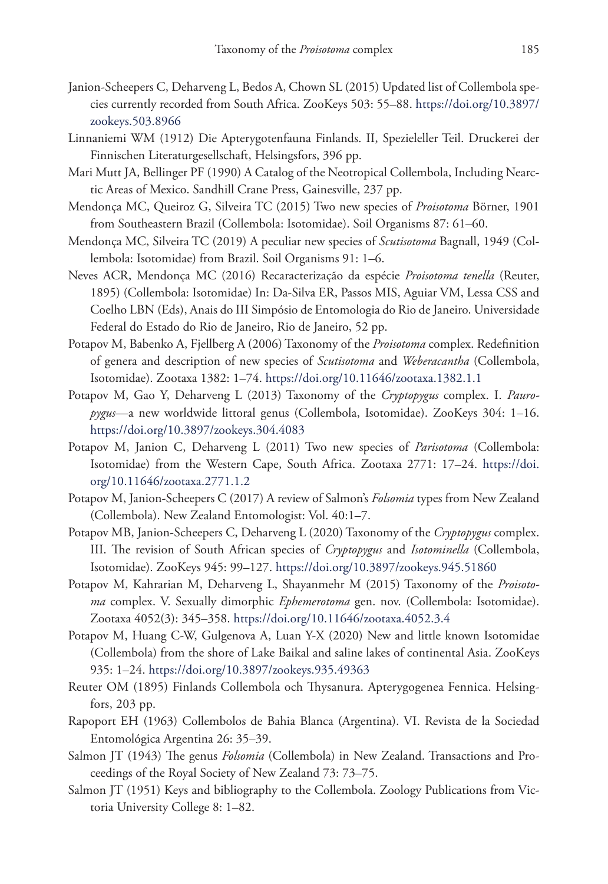Janion-Scheepers C, Deharveng L, Bedos A, Chown SL (2015) Updated list of Collembola species currently recorded from South Africa. ZooKeys 503: 55–88. https://doi.org/10.3897/zookeys.503.8966

Linnaniemi WM (1912) Die Apterygotenfauna Finlands. II, Spezieleller Teil. Druckerei der Finnischen Literaturgesellschaft, Helsingsfors, 396 pp.

Mari Mutt JA, Bellinger PF (1990) A Catalog of the Neotropical Collembola, Including Nearctic Areas of Mexico. Sandhill Crane Press, Gainesville, 237 pp.

Mendonça MC, Queiroz G, Silveira TC (2015) Two new species of *Proisotoma* Börner, 1901 from Southeastern Brazil (Collembola: Isotomidae). Soil Organisms 87: 61–60.

Mendonça MC, Silveira TC (2019) A peculiar new species of *Scutisotoma* Bagnall, 1949 (Collembola: Isotomidae) from Brazil. Soil Organisms 91: 1–6.

Neves ACR, Mendonça MC (2016) Recaracterização da espécie *Proisotoma tenella* (Reuter, 1895) (Collembola: Isotomidae) In: Da-Silva ER, Passos MIS, Aguiar VM, Lessa CSS and Coelho LBN (Eds), Anais do III Simpósio de Entomologia do Rio de Janeiro. Universidade Federal do Estado do Rio de Janeiro, Rio de Janeiro, 52 pp.

Potapov M, Babenko A, Fjellberg A (2006) Taxonomy of the *Proisotoma* complex. Redefinition of genera and description of new species of *Scutisotoma* and *Weberacantha* (Collembola, Isotomidae). Zootaxa 1382: 1–74. https://doi.org/10.11646/zootaxa.1382.1.1

Potapov M, Gao Y, Deharveng L (2013) Taxonomy of the *Cryptopygus* complex. I. *Pauropygus*—a new worldwide littoral genus (Collembola, Isotomidae). ZooKeys 304: 1–16. https://doi.org/10.3897/zookeys.304.4083

Potapov M, Janion C, Deharveng L (2011) Two new species of *Parisotoma* (Collembola: Isotomidae) from the Western Cape, South Africa. Zootaxa 2771: 17–24. https://doi.org/10.11646/zootaxa.2771.1.2

Potapov M, Janion-Scheepers C (2017) A review of Salmon's *Folsomia* types from New Zealand (Collembola). New Zealand Entomologist: Vol. 40:1–7.

Potapov MB, Janion-Scheepers C, Deharveng L (2020) Taxonomy of the *Cryptopygus* complex. III. The revision of South African species of *Cryptopygus* and *Isotominella* (Collembola, Isotomidae). ZooKeys 945: 99–127. https://doi.org/10.3897/zookeys.945.51860

Potapov M, Kahrarian M, Deharveng L, Shayanmehr M (2015) Taxonomy of the *Proisotoma* complex. V. Sexually dimorphic *Ephemerotoma* gen. nov. (Collembola: Isotomidae). Zootaxa 4052(3): 345–358. https://doi.org/10.11646/zootaxa.4052.3.4

Potapov M, Huang C-W, Gulgenova A, Luan Y-X (2020) New and little known Isotomidae (Collembola) from the shore of Lake Baikal and saline lakes of continental Asia. ZooKeys 935: 1–24. https://doi.org/10.3897/zookeys.935.49363

Reuter OM (1895) Finlands Collembola och Thysanura. Apterygogenea Fennica. Helsingfors, 203 pp.

Rapoport EH (1963) Collembolos de Bahia Blanca (Argentina). VI. Revista de la Sociedad Entomológica Argentina 26: 35–39.

Salmon JT (1943) The genus *Folsomia* (Collembola) in New Zealand. Transactions and Proceedings of the Royal Society of New Zealand 73: 73–75.

Salmon JT (1951) Keys and bibliography to the Collembola. Zoology Publications from Victoria University College 8: 1–82.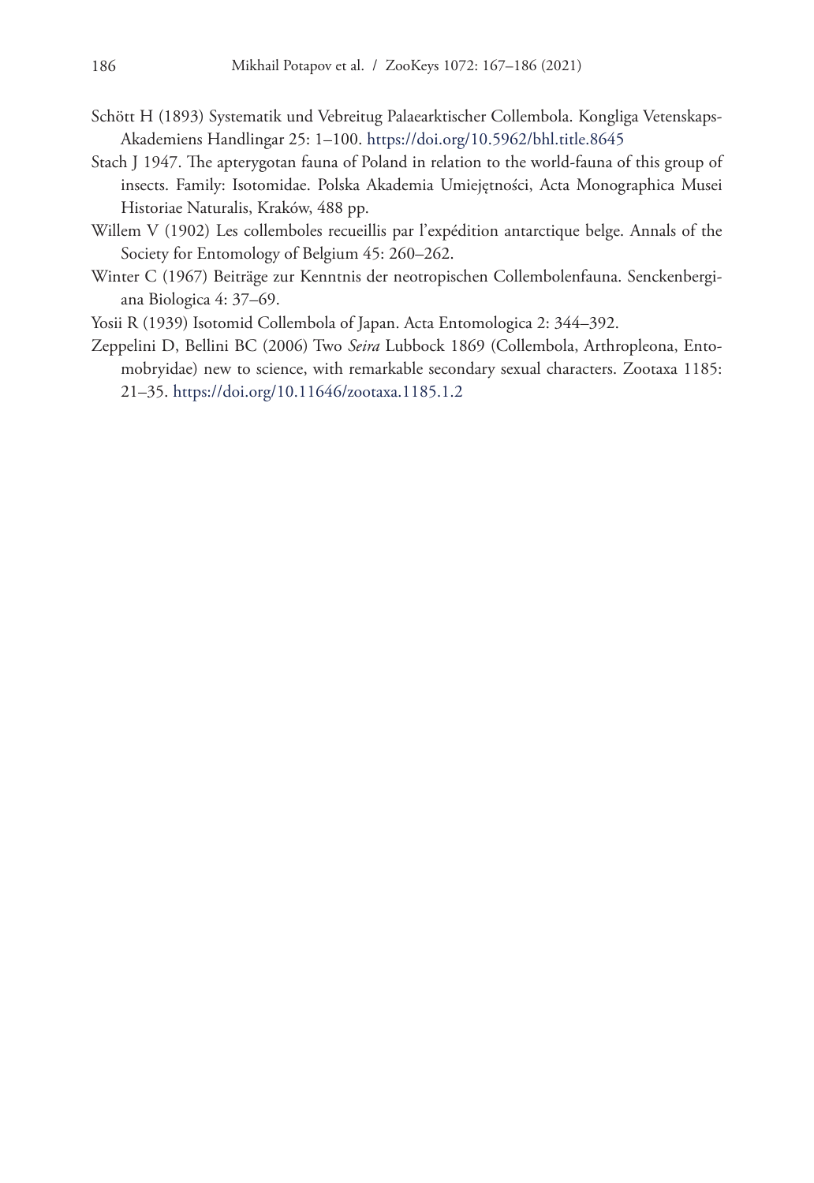Schött H (1893) Systematik und Vebreitug Palaearktischer Collembola. Kongliga Vetenskaps-Akademiens Handlingar 25: 1–100. https://doi.org/10.5962/bhl.title.8645

Stach J 1947. The apterygotan fauna of Poland in relation to the world-fauna of this group of insects. Family: Isotomidae. Polska Akademia Umiejętności, Acta Monographica Musei Historiae Naturalis, Kraków, 488 pp.

Willem V (1902) Les collemboles recueillis par l'expédition antarctique belge. Annals of the Society for Entomology of Belgium 45: 260–262.

Winter C (1967) Beiträge zur Kenntnis der neotropischen Collembolenfauna. Senckenbergiana Biologica 4: 37–69.

Yosii R (1939) Isotomid Collembola of Japan. Acta Entomologica 2: 344–392.

Zeppelini D, Bellini BC (2006) Two *Seira* Lubbock 1869 (Collembola, Arthropleona, Entomobryidae) new to science, with remarkable secondary sexual characters. Zootaxa 1185: 21–35. https://doi.org/10.11646/zootaxa.1185.1.2